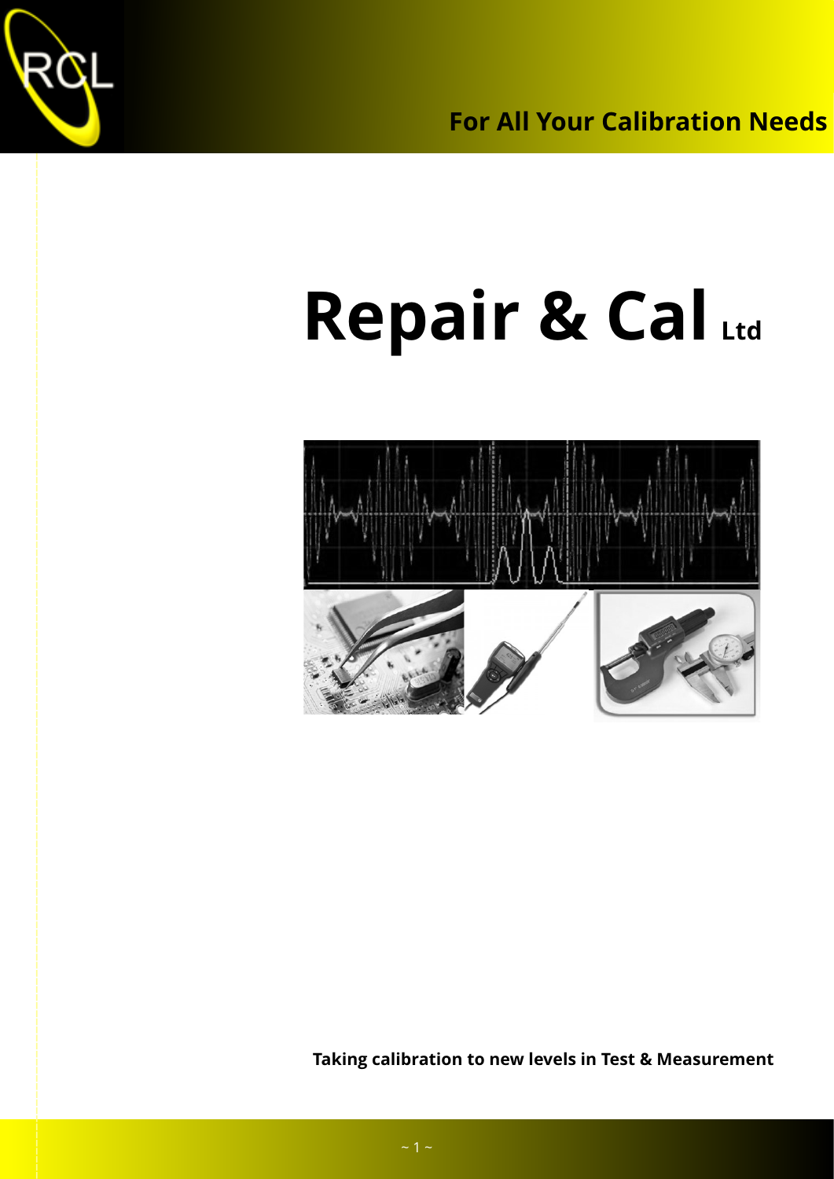For All Your Calibration Needs

# Repair & Cal Ltd

**Taking calibration to new levels in Test & Measurement**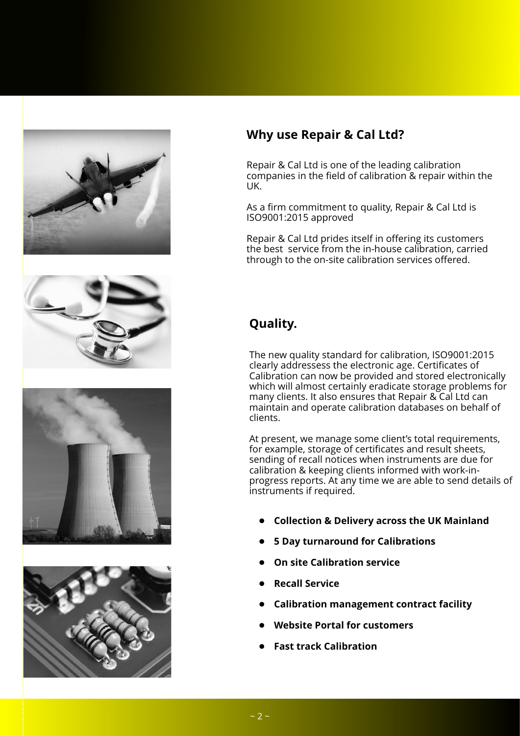## Why use Repair & Cal Ltd?

Repair & Cal Ltd is one of the leading calibration companies in the field of calibration & repair within the UK.

As a firm commitment to quality, Repair & Cal Ltd is ISO9001:2015 approved

Repair & Cal Ltd prides itself in offering its customers the best service from the in-house calibration, carried through to the on-site calibration services offered.

## Quality.

The new quality standard for calibration, ISO9001:2015 clearly addressess the electronic age. Certificates of Calibration can now be provided and stored electronically which will almost certainly eradicate storage problems for many clients. It also ensures that Repair & Cal Ltd can maintain and operate calibration databases on behalf of clients.

At present, we manage some client's total requirements, for example, storage of certificates and result sheets, sending of recall notices when instruments are due for calibration & keeping clients informed with work-in-progress reports. At any time we are able to send details of instruments if required.

- **Collection & Delivery across the UK Mainland**
- **5 Day turnaround for Calibrations**
- **On site Calibration service**
- **Recall Service**
- **Calibration management contract facility**
- **Website Portal for customers**
- **Fast track Calibration**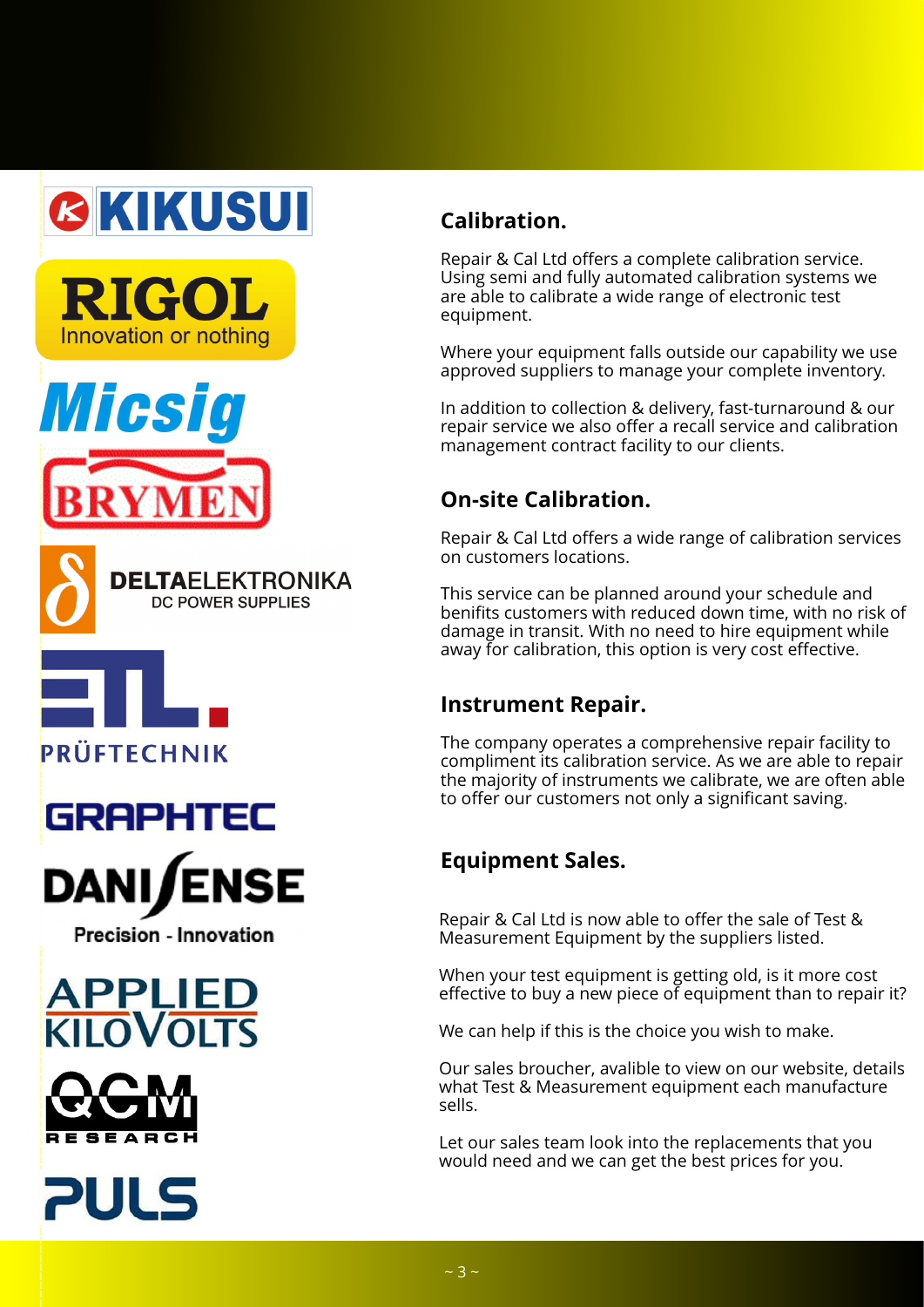## Calibration.

Repair & Cal Ltd offers a complete calibration service. Using semi and fully automated calibration systems we are able to calibrate a wide range of electronic test equipment.

Where your equipment falls outside our capability we use approved suppliers to manage your complete inventory.

In addition to collection & delivery, fast-turnaround & our repair service we also offer a recall service and calibration management contract facility to our clients.

## On-site Calibration.

Repair & Cal Ltd offers a wide range of calibration services on customers locations.

This service can be planned around your schedule and benifits customers with reduced down time, with no risk of damage in transit. With no need to hire equipment while away for calibration, this option is very cost effective.

## Instrument Repair.

The company operates a comprehensive repair facility to compliment its calibration service. As we are able to repair the majority of instruments we calibrate, we are often able to offer our customers not only a significant saving.

## Equipment Sales.

Repair & Cal Ltd is now able to offer the sale of Test & Measurement Equipment by the suppliers listed.

When your test equipment is getting old, is it more cost effective to buy a new piece of equipment than to repair it?

We can help if this is the choice you wish to make.

Our sales broucher, avalible to view on our website, details what Test & Measurement equipment each manufacture sells.

Let our sales team look into the replacements that you would need and we can get the best prices for you.

KIKUSUI

RIGOL Innovation or nothing

Micsig

BRYMEN

DELTAELEKTRONIKA DC POWER SUPPLIES

ETL PRÜFTECHNIK

GRAPHTEC

DANISENSE Precision - Innovation

APPLIED KILOVOLTS

QCM RESEARCH

PULS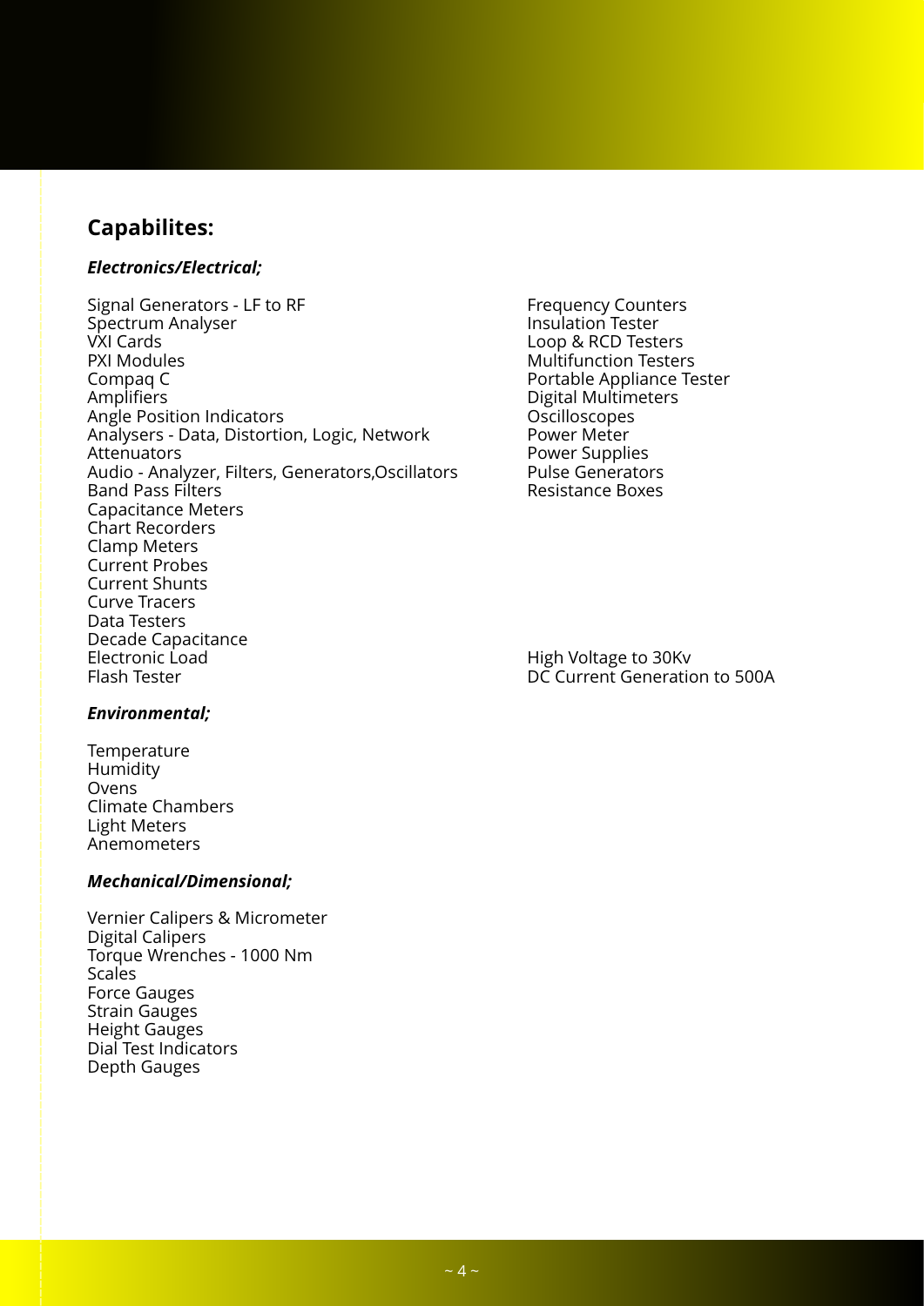## Capabilites:

***Electronics/Electrical;***

Signal Generators - LF to RF
Spectrum Analyser
VXI Cards
PXI Modules
Compaq C
Amplifiers
Angle Position Indicators
Analysers - Data, Distortion, Logic, Network
Attenuators
Audio - Analyzer, Filters, Generators,Oscillators
Band Pass Filters
Capacitance Meters
Chart Recorders
Clamp Meters
Current Probes
Current Shunts
Curve Tracers
Data Testers
Decade Capacitance
Electronic Load
Flash Tester

Frequency Counters
Insulation Tester
Loop & RCD Testers
Multifunction Testers
Portable Appliance Tester
Digital Multimeters
Oscilloscopes
Power Meter
Power Supplies
Pulse Generators
Resistance Boxes

High Voltage to 30Kv
DC Current Generation to 500A

***Environmental;***

Temperature
Humidity
Ovens
Climate Chambers
Light Meters
Anemometers

***Mechanical/Dimensional;***

Vernier Calipers & Micrometer
Digital Calipers
Torque Wrenches - 1000 Nm
Scales
Force Gauges
Strain Gauges
Height Gauges
Dial Test Indicators
Depth Gauges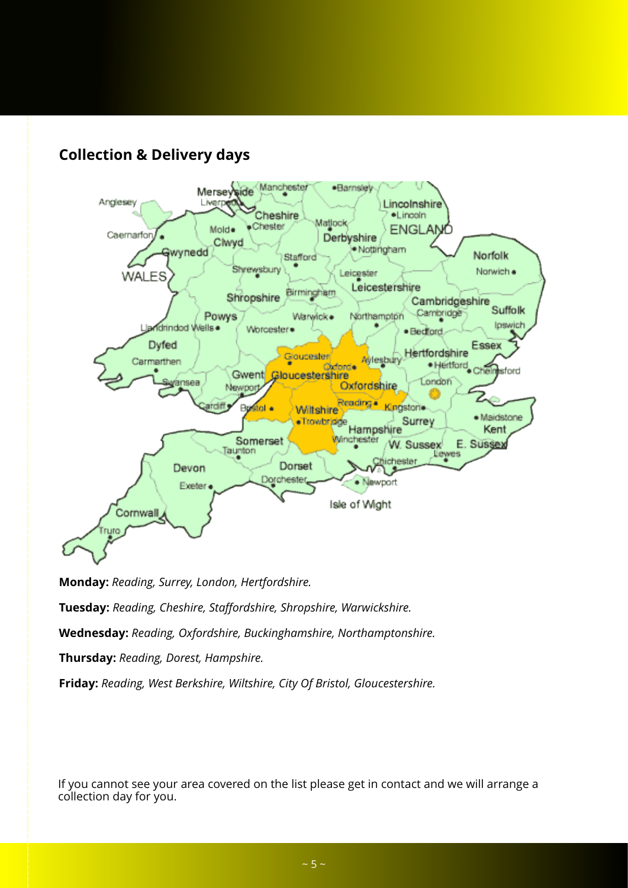## Collection & Delivery days

**Monday:** *Reading, Surrey, London, Hertfordshire.*

**Tuesday:** *Reading, Cheshire, Staffordshire, Shropshire, Warwickshire.*

**Wednesday:** *Reading, Oxfordshire, Buckinghamshire, Northamptonshire.*

**Thursday:** *Reading, Dorest, Hampshire.*

**Friday:** *Reading, West Berkshire, Wiltshire, City Of Bristol, Gloucestershire.*

If you cannot see your area covered on the list please get in contact and we will arrange a collection day for you.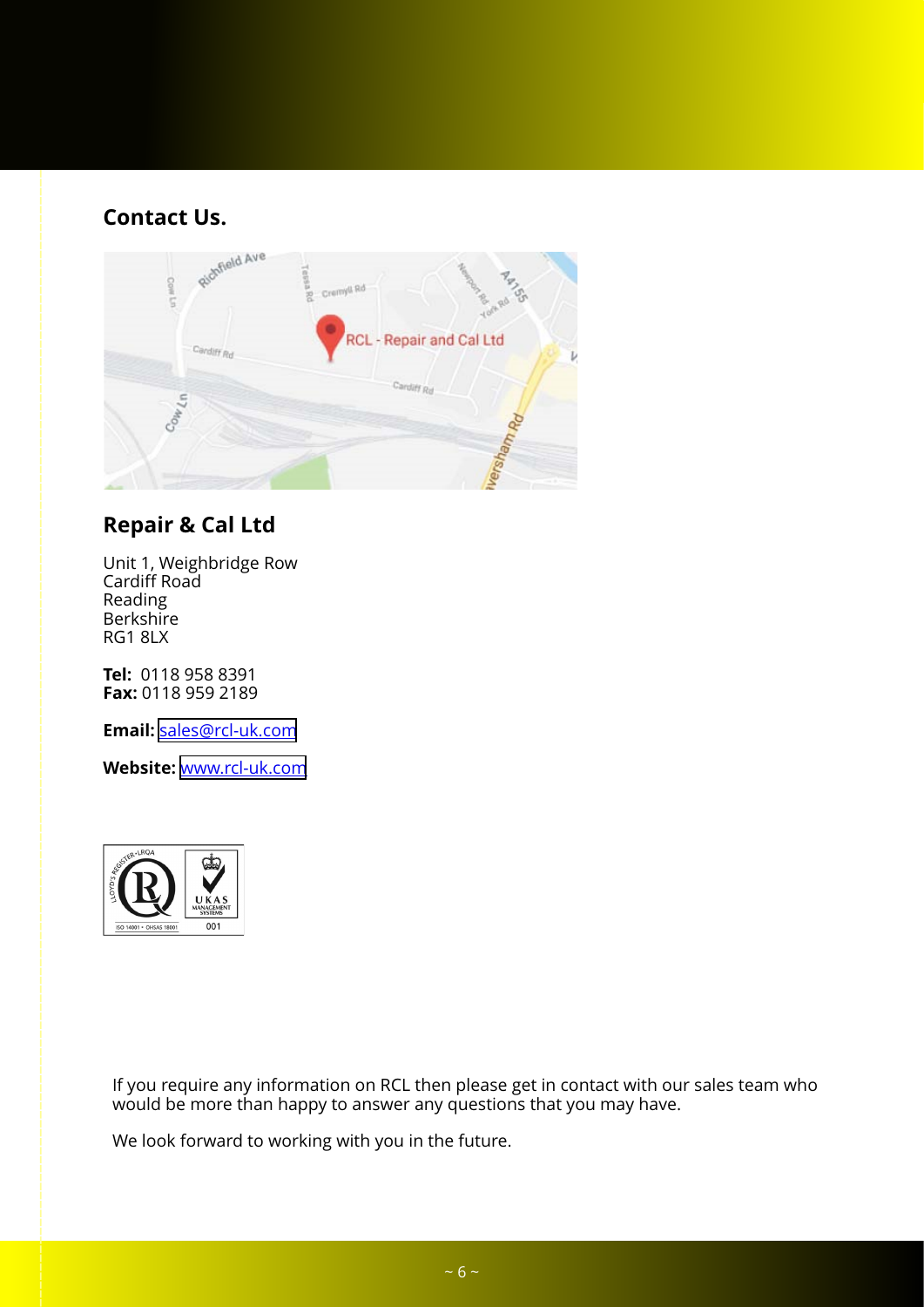## Contact Us.

## Repair & Cal Ltd

Unit 1, Weighbridge Row
Cardiff Road
Reading
Berkshire
RG1 8LX

**Tel:** 0118 958 8391
**Fax:** 0118 959 2189

**Email:** sales@rcl-uk.com

**Website:** www.rcl-uk.com

If you require any information on RCL then please get in contact with our sales team who would be more than happy to answer any questions that you may have.

We look forward to working with you in the future.